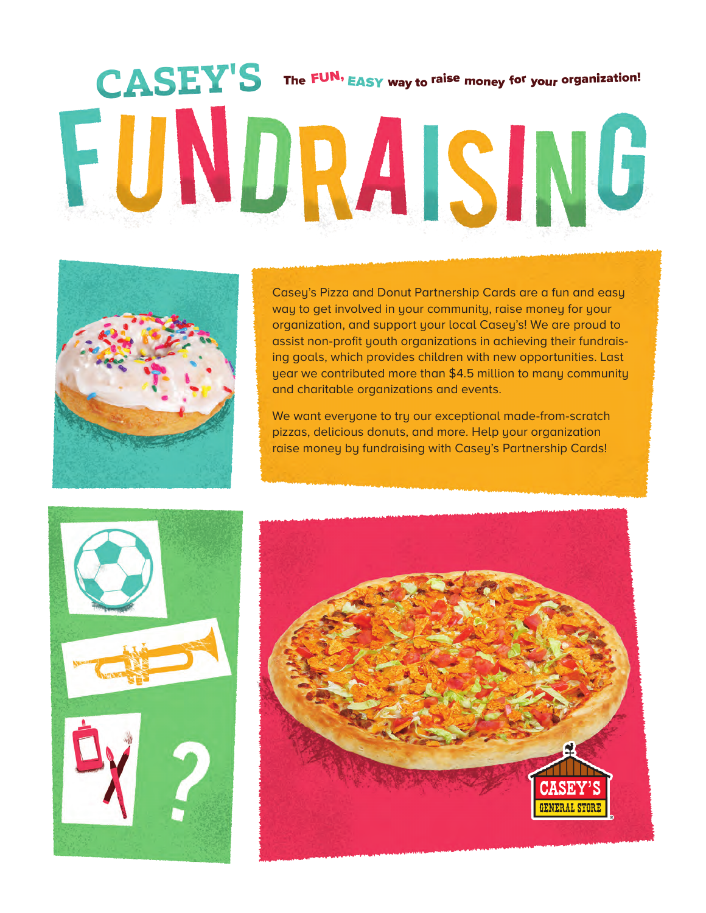# CASEY'S FUNDRAISING

**The FUN, EASY way to raise money for your organization!**

Casey's Pizza and Donut Partnership Cards are a fun and easy way to get involved in your community, raise money for your organization, and support your local Casey's! We are proud to assist non-profit youth organizations in achieving their fundraising goals, which provides children with new opportunities. Last year we contributed more than $4.5 million to many community and charitable organizations and events.

We want everyone to try our exceptional made-from-scratch pizzas, delicious donuts, and more. Help your organization raise money by fundraising with Casey's Partnership Cards!

CASEY'S GENERAL STORE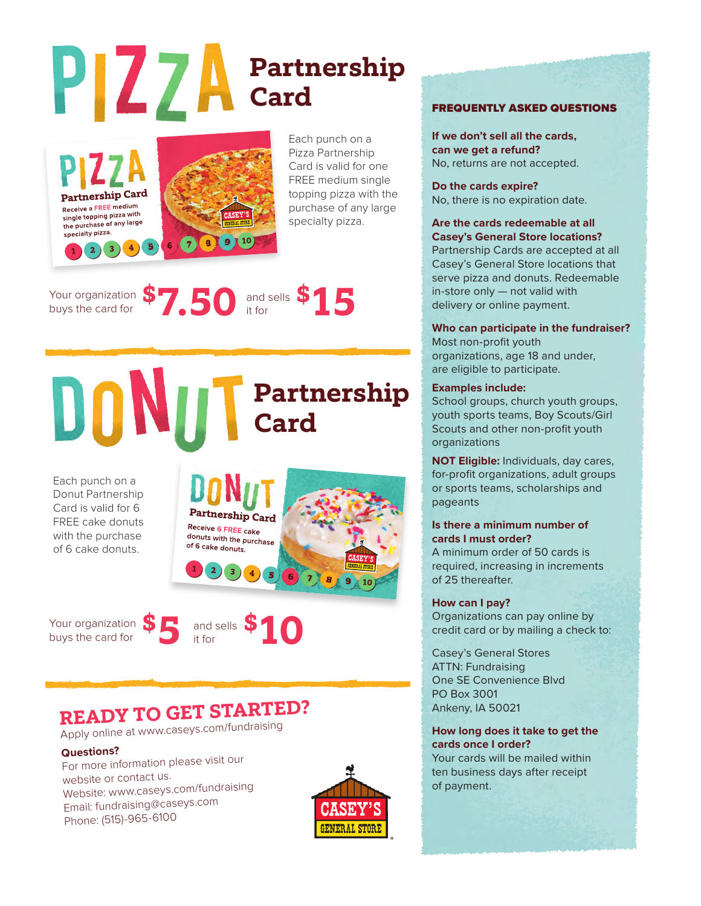# PIZZA Partnership Card

Each punch on a Pizza Partnership Card is valid for one FREE medium single topping pizza with the purchase of any large specialty pizza.

Your organization buys the card for **$7.50** and sells it for **$15**

# DONUT Partnership Card

Each punch on a Donut Partnership Card is valid for 6 FREE cake donuts with the purchase of 6 cake donuts.

Your organization buys the card for **$5** and sells it for **$10**

## READY TO GET STARTED?

Apply online at www.caseys.com/fundraising

**Questions?**

For more information please visit our website or contact us.

Website: www.caseys.com/fundraising

Email: fundraising@caseys.com

Phone: (515)-965-6100

## FREQUENTLY ASKED QUESTIONS

**If we don't sell all the cards, can we get a refund?**

No, returns are not accepted.

**Do the cards expire?**

No, there is no expiration date.

**Are the cards redeemable at all Casey's General Store locations?**

Partnership Cards are accepted at all Casey's General Store locations that serve pizza and donuts. Redeemable in-store only — not valid with delivery or online payment.

**Who can participate in the fundraiser?**

Most non-profit youth organizations, age 18 and under, are eligible to participate.

**Examples include:**

School groups, church youth groups, youth sports teams, Boy Scouts/Girl Scouts and other non-profit youth organizations

**NOT Eligible:** Individuals, day cares, for-profit organizations, adult groups or sports teams, scholarships and pageants

**Is there a minimum number of cards I must order?**

A minimum order of 50 cards is required, increasing in increments of 25 thereafter.

**How can I pay?**

Organizations can pay online by credit card or by mailing a check to:

Casey's General Stores
ATTN: Fundraising
One SE Convenience Blvd
PO Box 3001
Ankeny, IA 50021

**How long does it take to get the cards once I order?**

Your cards will be mailed within ten business days after receipt of payment.